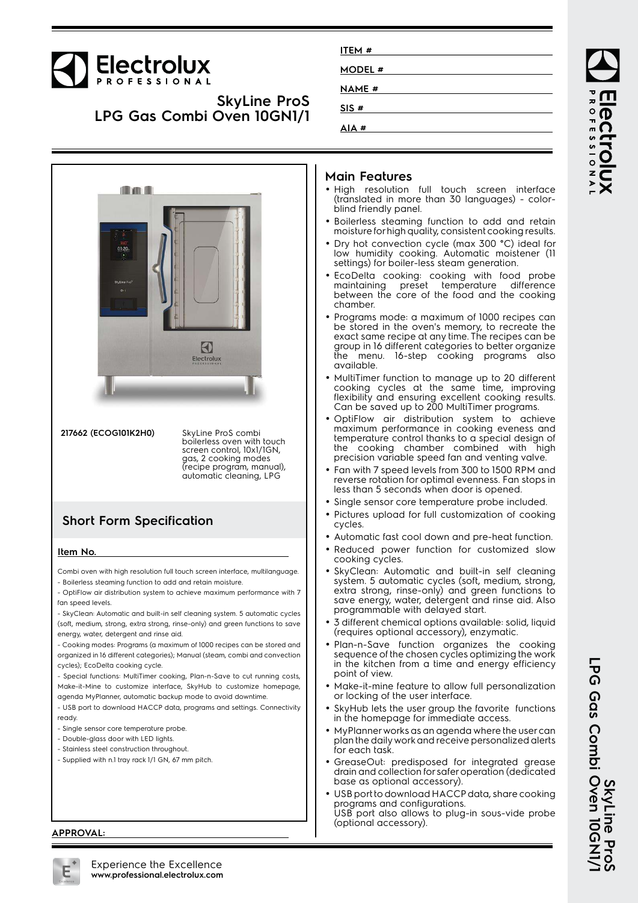# Electrolux PROFESSIONAL

## SkyLine ProS
## LPG Gas Combi Oven 10GN1/1

ITEM #

MODEL #

NAME #

SIS #

AIA #

**217662 (ECOG101K2H0)** SkyLine ProS combi boilerless oven with touch screen control, 10x1/1GN, gas, 2 cooking modes (recipe program, manual), automatic cleaning, LPG

## Short Form Specification

**Item No.**

Combi oven with high resolution full touch screen interface, multilanguage.
- Boilerless steaming function to add and retain moisture.
- OptiFlow air distribution system to achieve maximum performance with 7 fan speed levels.
- SkyClean: Automatic and built-in self cleaning system. 5 automatic cycles (soft, medium, strong, extra strong, rinse-only) and green functions to save energy, water, detergent and rinse aid.
- Cooking modes: Programs (a maximum of 1000 recipes can be stored and organized in 16 different categories); Manual (steam, combi and convection cycles); EcoDelta cooking cycle.
- Special functions: MultiTimer cooking, Plan-n-Save to cut running costs, Make-it-Mine to customize interface, SkyHub to customize homepage, agenda MyPlanner, automatic backup mode to avoid downtime.
- USB port to download HACCP data, programs and settings. Connectivity ready.
- Single sensor core temperature probe.
- Double-glass door with LED lights.
- Stainless steel construction throughout.
- Supplied with n.1 tray rack 1/1 GN, 67 mm pitch.

**APPROVAL:**

## Main Features

- High resolution full touch screen interface (translated in more than 30 languages) - color-blind friendly panel.
- Boilerless steaming function to add and retain moisture for high quality, consistent cooking results.
- Dry hot convection cycle (max 300 °C) ideal for low humidity cooking. Automatic moistener (11 settings) for boiler-less steam generation.
- EcoDelta cooking: cooking with food probe maintaining preset temperature difference between the core of the food and the cooking chamber.
- Programs mode: a maximum of 1000 recipes can be stored in the oven's memory, to recreate the exact same recipe at any time. The recipes can be group in 16 different categories to better organize the menu. 16-step cooking programs also available.
- MultiTimer function to manage up to 20 different cooking cycles at the same time, improving flexibility and ensuring excellent cooking results. Can be saved up to 200 MultiTimer programs.
- OptiFlow air distribution system to achieve maximum performance in cooking eveness and temperature control thanks to a special design of the cooking chamber combined with high precision variable speed fan and venting valve.
- Fan with 7 speed levels from 300 to 1500 RPM and reverse rotation for optimal evenness. Fan stops in less than 5 seconds when door is opened.
- Single sensor core temperature probe included.
- Pictures upload for full customization of cooking cycles.
- Automatic fast cool down and pre-heat function.
- Reduced power function for customized slow cooking cycles.
- SkyClean: Automatic and built-in self cleaning system. 5 automatic cycles (soft, medium, strong, extra strong, rinse-only) and green functions to save energy, water, detergent and rinse aid. Also programmable with delayed start.
- 3 different chemical options available: solid, liquid (requires optional accessory), enzymatic.
- Plan-n-Save function organizes the cooking sequence of the chosen cycles optimizing the work in the kitchen from a time and energy efficiency point of view.
- Make-it-mine feature to allow full personalization or locking of the user interface.
- SkyHub lets the user group the favorite functions in the homepage for immediate access.
- MyPlanner works as an agenda where the user can plan the daily work and receive personalized alerts for each task.
- GreaseOut: predisposed for integrated grease drain and collection for safer operation (dedicated base as optional accessory).
- USB port to download HACCP data, share cooking programs and configurations.
  USB port also allows to plug-in sous-vide probe (optional accessory).

Experience the Excellence
**www.professional.electrolux.com**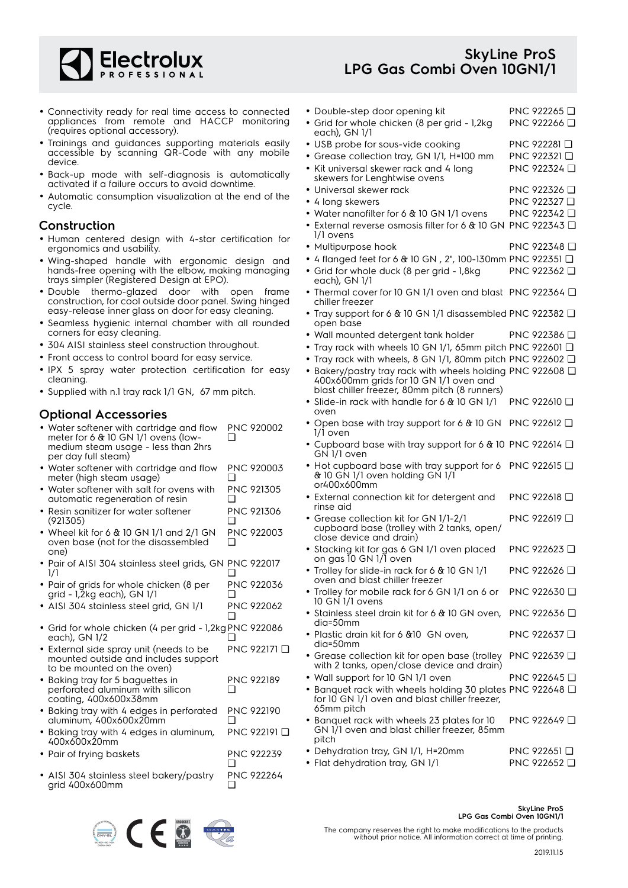- Connectivity ready for real time access to connected appliances from remote and HACCP monitoring (requires optional accessory).
- Trainings and guidances supporting materials easily accessible by scanning QR-Code with any mobile device.
- Back-up mode with self-diagnosis is automatically activated if a failure occurs to avoid downtime.
- Automatic consumption visualization at the end of the cycle.

## Construction

- Human centered design with 4-star certification for ergonomics and usability.
- Wing-shaped handle with ergonomic design and hands-free opening with the elbow, making managing trays simpler (Registered Design at EPO).
- Double thermo-glazed door with open frame construction, for cool outside door panel. Swing hinged easy-release inner glass on door for easy cleaning.
- Seamless hygienic internal chamber with all rounded corners for easy cleaning.
- 304 AISI stainless steel construction throughout.
- Front access to control board for easy service.
- IPX 5 spray water protection certification for easy cleaning.
- Supplied with n.1 tray rack 1/1 GN, 67 mm pitch.

## Optional Accessories

- Water softener with cartridge and flow meter for 6 & 10 GN 1/1 ovens (low-medium steam usage - less than 2hrs per day full steam) PNC 920002 ❑
- Water softener with cartridge and flow meter (high steam usage) PNC 920003 ❑
- Water softener with salt for ovens with automatic regeneration of resin PNC 921305 ❑
- Resin sanitizer for water softener (921305) PNC 921306 ❑
- Wheel kit for 6 & 10 GN 1/1 and 2/1 GN oven base (not for the disassembled one) PNC 922003 ❑
- Pair of AISI 304 stainless steel grids, GN 1/1 PNC 922017 ❑
- Pair of grids for whole chicken (8 per grid - 1,2kg each), GN 1/1 PNC 922036 ❑
- AISI 304 stainless steel grid, GN 1/1 PNC 922062 ❑
- Grid for whole chicken (4 per grid - 1,2kg each), GN 1/2 PNC 922086 ❑
- External side spray unit (needs to be mounted outside and includes support to be mounted on the oven) PNC 922171 ❑
- Baking tray for 5 baguettes in perforated aluminum with silicon coating, 400x600x38mm PNC 922189 ❑
- Baking tray with 4 edges in perforated aluminum, 400x600x20mm PNC 922190 ❑
- Baking tray with 4 edges in aluminum, 400x600x20mm PNC 922191 ❑
- Pair of frying baskets PNC 922239 ❑
- AISI 304 stainless steel bakery/pastry grid 400x600mm PNC 922264 ❑
- Double-step door opening kit PNC 922265 ❑
- Grid for whole chicken (8 per grid - 1,2kg each), GN 1/1 PNC 922266 ❑
- USB probe for sous-vide cooking PNC 922281 ❑
- Grease collection tray, GN 1/1, H=100 mm PNC 922321 ❑
- Kit universal skewer rack and 4 long skewers for Lenghtwise ovens PNC 922324 ❑
- Universal skewer rack PNC 922326 ❑
- 4 long skewers PNC 922327 ❑
- Water nanofilter for 6 & 10 GN 1/1 ovens PNC 922342 ❑
- External reverse osmosis filter for 6 & 10 GN 1/1 ovens PNC 922343 ❑
- Multipurpose hook PNC 922348 ❑
- 4 flanged feet for 6 & 10 GN , 2", 100-130mm PNC 922351 ❑
- Grid for whole duck (8 per grid - 1,8kg each), GN 1/1 PNC 922362 ❑
- Thermal cover for 10 GN 1/1 oven and blast chiller freezer PNC 922364 ❑
- Tray support for 6 & 10 GN 1/1 disassembled open base PNC 922382 ❑
- Wall mounted detergent tank holder PNC 922386 ❑
- Tray rack with wheels 10 GN 1/1, 65mm pitch PNC 922601 ❑
- Tray rack with wheels, 8 GN 1/1, 80mm pitch PNC 922602 ❑
- Bakery/pastry tray rack with wheels holding 400x600mm grids for 10 GN 1/1 oven and blast chiller freezer, 80mm pitch (8 runners) PNC 922608 ❑
- Slide-in rack with handle for 6 & 10 GN 1/1 oven PNC 922610 ❑
- Open base with tray support for 6 & 10 GN 1/1 oven PNC 922612 ❑
- Cupboard base with tray support for 6 & 10 GN 1/1 oven PNC 922614 ❑
- Hot cupboard base with tray support for 6 & 10 GN 1/1 oven holding GN 1/1 or400x600mm PNC 922615 ❑
- External connection kit for detergent and rinse aid PNC 922618 ❑
- Grease collection kit for GN 1/1-2/1 cupboard base (trolley with 2 tanks, open/close device and drain) PNC 922619 ❑
- Stacking kit for gas 6 GN 1/1 oven placed on gas 10 GN 1/1 oven PNC 922623 ❑
- Trolley for slide-in rack for 6 & 10 GN 1/1 oven and blast chiller freezer PNC 922626 ❑
- Trolley for mobile rack for 6 GN 1/1 on 6 or 10 GN 1/1 ovens PNC 922630 ❑
- Stainless steel drain kit for 6 & 10 GN oven, dia=50mm PNC 922636 ❑
- Plastic drain kit for 6 &10 GN oven, dia=50mm PNC 922637 ❑
- Grease collection kit for open base (trolley with 2 tanks, open/close device and drain) PNC 922639 ❑
- Wall support for 10 GN 1/1 oven PNC 922645 ❑
- Banquet rack with wheels holding 30 plates for 10 GN 1/1 oven and blast chiller freezer, 65mm pitch PNC 922648 ❑
- Banquet rack with wheels 23 plates for 10 GN 1/1 oven and blast chiller freezer, 85mm pitch PNC 922649 ❑
- Dehydration tray, GN 1/1, H=20mm PNC 922651 ❑
- Flat dehydration tray, GN 1/1 PNC 922652 ❑

The company reserves the right to make modifications to the products without prior notice. All information correct at time of printing.

2019.11.15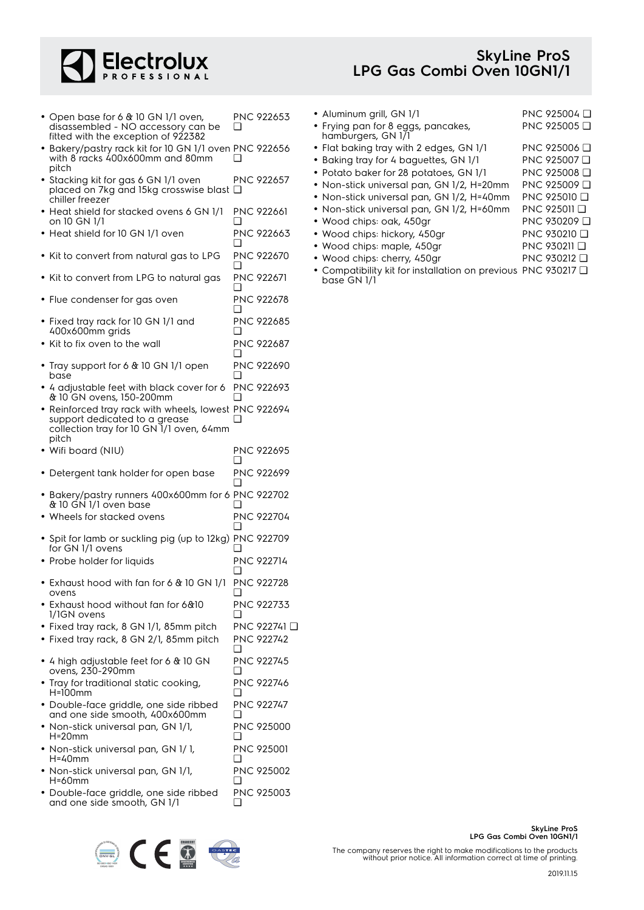- Open base for 6 & 10 GN 1/1 oven, disassembled - NO accessory can be fitted with the exception of 922382 PNC 922653 ❑
- Bakery/pastry rack kit for 10 GN 1/1 oven with 8 racks 400x600mm and 80mm pitch PNC 922656 ❑
- Stacking kit for gas 6 GN 1/1 oven placed on 7kg and 15kg crosswise blast chiller freezer PNC 922657 ❑
- Heat shield for stacked ovens 6 GN 1/1 on 10 GN 1/1 PNC 922661 ❑
- Heat shield for 10 GN 1/1 oven PNC 922663 ❑
- Kit to convert from natural gas to LPG PNC 922670 ❑
- Kit to convert from LPG to natural gas PNC 922671 ❑
- Flue condenser for gas oven PNC 922678 ❑
- Fixed tray rack for 10 GN 1/1 and 400x600mm grids PNC 922685 ❑
- Kit to fix oven to the wall PNC 922687 ❑
- Tray support for 6 & 10 GN 1/1 open base PNC 922690 ❑
- 4 adjustable feet with black cover for 6 & 10 GN ovens, 150-200mm PNC 922693 ❑
- Reinforced tray rack with wheels, lowest support dedicated to a grease collection tray for 10 GN 1/1 oven, 64mm pitch PNC 922694 ❑
- Wifi board (NIU) PNC 922695 ❑
- Detergent tank holder for open base PNC 922699 ❑
- Bakery/pastry runners 400x600mm for 6 & 10 GN 1/1 oven base PNC 922702 ❑
- Wheels for stacked ovens PNC 922704 ❑
- Spit for lamb or suckling pig (up to 12kg) for GN 1/1 ovens PNC 922709 ❑
- Probe holder for liquids PNC 922714 ❑
- Exhaust hood with fan for 6 & 10 GN 1/1 ovens PNC 922728 ❑
- Exhaust hood without fan for 6&10 1/1GN ovens PNC 922733 ❑
- Fixed tray rack, 8 GN 1/1, 85mm pitch PNC 922741 ❑
- Fixed tray rack, 8 GN 2/1, 85mm pitch PNC 922742 ❑
- 4 high adjustable feet for 6 & 10 GN ovens, 230-290mm PNC 922745 ❑
- Tray for traditional static cooking, H=100mm PNC 922746 ❑
- Double-face griddle, one side ribbed and one side smooth, 400x600mm PNC 922747 ❑
- Non-stick universal pan, GN 1/1, H=20mm PNC 925000 ❑
- Non-stick universal pan, GN 1/ 1, H=40mm PNC 925001 ❑
- Non-stick universal pan, GN 1/1, H=60mm PNC 925002 ❑
- Double-face griddle, one side ribbed and one side smooth, GN 1/1 PNC 925003 ❑
- Aluminum grill, GN 1/1 PNC 925004 ❑
- Frying pan for 8 eggs, pancakes, hamburgers, GN 1/1 PNC 925005 ❑
- Flat baking tray with 2 edges, GN 1/1 PNC 925006 ❑
- Baking tray for 4 baguettes, GN 1/1 PNC 925007 ❑
- Potato baker for 28 potatoes, GN 1/1 PNC 925008 ❑
- Non-stick universal pan, GN 1/2, H=20mm PNC 925009 ❑
- Non-stick universal pan, GN 1/2, H=40mm PNC 925010 ❑
- Non-stick universal pan, GN 1/2, H=60mm PNC 925011 ❑
- Wood chips: oak, 450gr PNC 930209 ❑
- Wood chips: hickory, 450gr PNC 930210 ❑
- Wood chips: maple, 450gr PNC 930211 ❑
- Wood chips: cherry, 450gr PNC 930212 ❑
- Compatibility kit for installation on previous base GN 1/1 PNC 930217 ❑

The company reserves the right to make modifications to the products without prior notice. All information correct at time of printing.

2019.11.15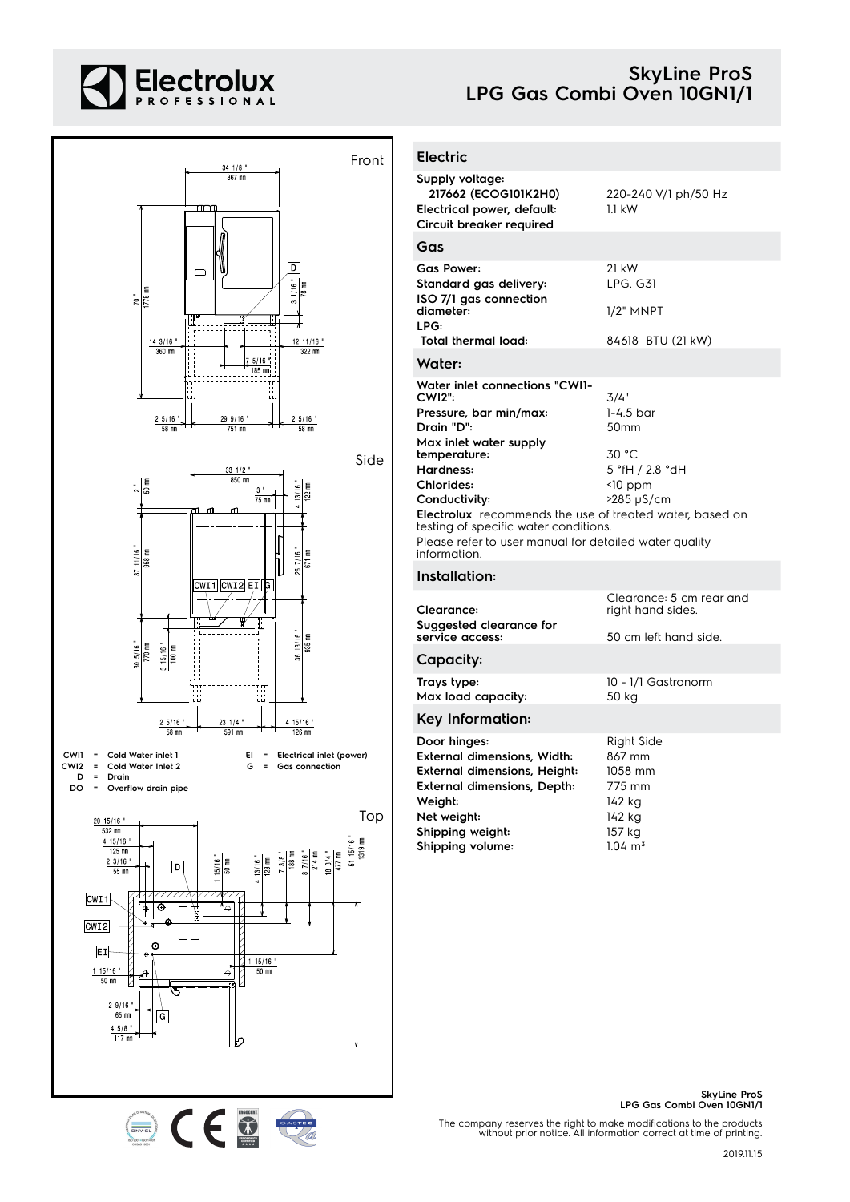# SkyLine ProS
# LPG Gas Combi Oven 10GN1/1

Front

34 1/8"
867 mm

70"
1778 mm

3 1/16"
78 mm

14 3/16"
360 mm

12 11/16"
322 mm

7 5/16"
185 mm

2 5/16"
58 mm

29 9/16"
751 mm

2 5/16"
58 mm

Side

33 1/2"
850 mm

2"
50 mm

3"
75 mm

4 13/16"
122 mm

37 11/16"
958 mm

26 7/16"
671 mm

CWI1 CWI2 EI G

30 5/16"
770 mm

3 15/16"
100 mm

36 13/16"
935 mm

2 5/16"
58 mm

23 1/4"
591 mm

4 15/16"
126 mm

CWI1 = Cold Water inlet 1
CWI2 = Cold Water Inlet 2
D = Drain
DO = Overflow drain pipe
EI = Electrical inlet (power)
G = Gas connection

Top

20 15/16"
532 mm

4 15/16"
125 mm

2 3/16"
55 mm

1 15/16"
50 mm

4 13/16"
123 mm

7 3/8"
188 mm

8 7/16"
214 mm

18 3/4"
477 mm

51 15/16"
1319 mm

1 15/16"
50 mm

1 15/16"
50 mm

2 9/16"
65 mm

4 5/8"
117 mm

## Electric

| | |
|---|---|
| **Supply voltage:** | |
| **217662 (ECOG101K2H0)** | 220-240 V/1 ph/50 Hz |
| **Electrical power, default:** | 1.1 kW |
| **Circuit breaker required** | |

## Gas

| | |
|---|---|
| **Gas Power:** | 21 kW |
| **Standard gas delivery:** | LPG. G31 |
| **ISO 7/1 gas connection diameter:** | 1/2" MNPT |
| **LPG:** | |
| **Total thermal load:** | 84618 BTU (21 kW) |

## Water:

| | |
|---|---|
| **Water inlet connections "CWI1-CWI2":** | 3/4" |
| **Pressure, bar min/max:** | 1-4.5 bar |
| **Drain "D":** | 50mm |
| **Max inlet water supply temperature:** | 30 °C |
| **Hardness:** | 5 °fH / 2.8 °dH |
| **Chlorides:** | <10 ppm |
| **Conductivity:** | >285 µS/cm |

**Electrolux** recommends the use of treated water, based on testing of specific water conditions.

Please refer to user manual for detailed water quality information.

## Installation:

| | |
|---|---|
| **Clearance:** | Clearance: 5 cm rear and right hand sides. |
| **Suggested clearance for service access:** | 50 cm left hand side. |

## Capacity:

| | |
|---|---|
| **Trays type:** | 10 - 1/1 Gastronorm |
| **Max load capacity:** | 50 kg |

## Key Information:

| | |
|---|---|
| **Door hinges:** | Right Side |
| **External dimensions, Width:** | 867 mm |
| **External dimensions, Height:** | 1058 mm |
| **External dimensions, Depth:** | 775 mm |
| **Weight:** | 142 kg |
| **Net weight:** | 142 kg |
| **Shipping weight:** | 157 kg |
| **Shipping volume:** | 1.04 m³ |

The company reserves the right to make modifications to the products without prior notice. All information correct at time of printing.

2019.11.15